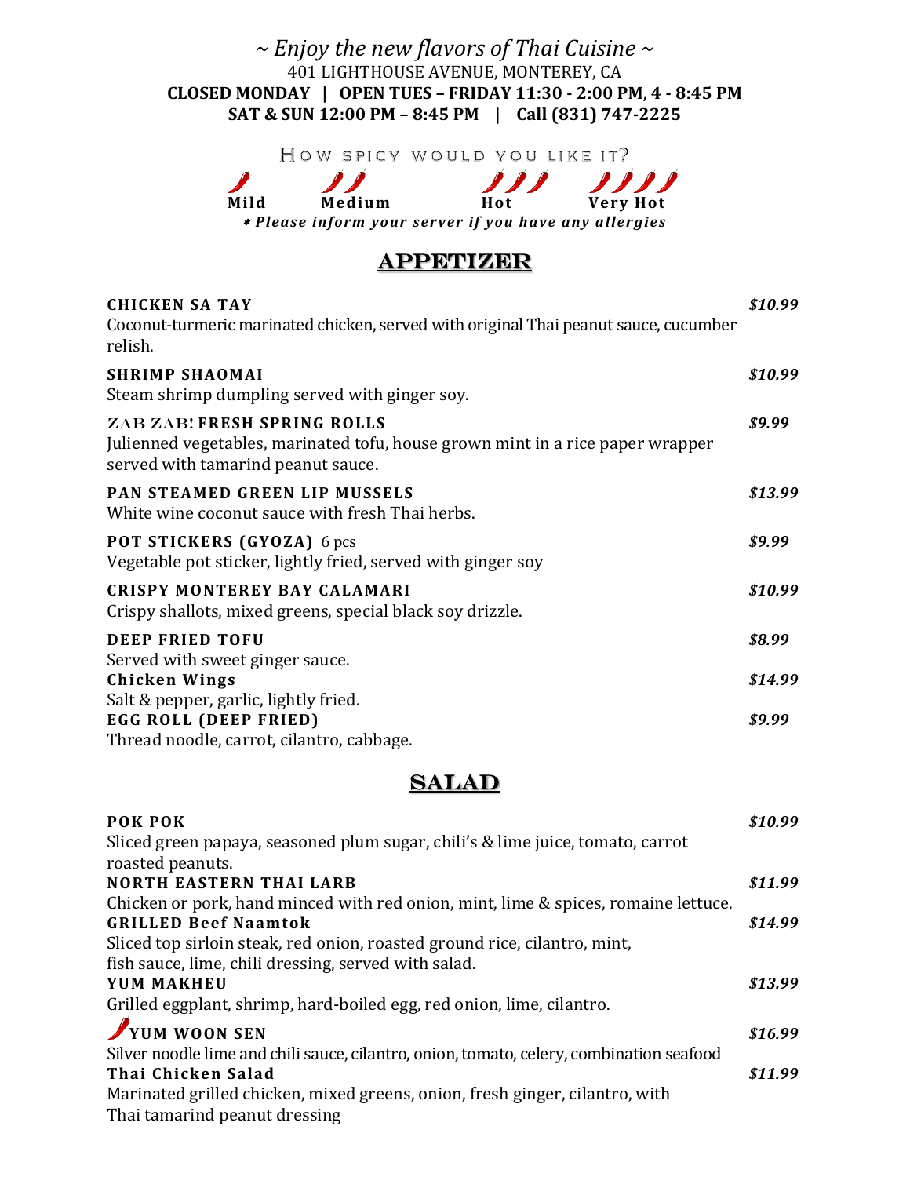*~ Enjoy the new flavors of Thai Cuisine ~*

401 LIGHTHOUSE AVENUE, MONTEREY, CA

**CLOSED MONDAY | OPEN TUES – FRIDAY 11:30 - 2:00 PM, 4 - 8:45 PM**

**SAT & SUN 12:00 PM – 8:45 PM | Call (831) 747-2225**

HOW SPICY WOULD YOU LIKE IT?

🌶 **Mild** 🌶🌶 **Medium** 🌶🌶🌶 **Hot** 🌶🌶🌶🌶 **Very Hot**

*\* Please inform your server if you have any allergies*

## APPETIZER

**CHICKEN SA TAY** — *$10.99*
Coconut-turmeric marinated chicken, served with original Thai peanut sauce, cucumber relish.

**SHRIMP SHAOMAI** — *$10.99*
Steam shrimp dumpling served with ginger soy.

**ZAB ZAB! FRESH SPRING ROLLS** — *$9.99*
Julienned vegetables, marinated tofu, house grown mint in a rice paper wrapper served with tamarind peanut sauce.

**PAN STEAMED GREEN LIP MUSSELS** — *$13.99*
White wine coconut sauce with fresh Thai herbs.

**POT STICKERS (GYOZA)** 6 pcs — *$9.99*
Vegetable pot sticker, lightly fried, served with ginger soy

**CRISPY MONTEREY BAY CALAMARI** — *$10.99*
Crispy shallots, mixed greens, special black soy drizzle.

**DEEP FRIED TOFU** — *$8.99*
Served with sweet ginger sauce.

**Chicken Wings** — *$14.99*
Salt & pepper, garlic, lightly fried.

**EGG ROLL (DEEP FRIED)** — *$9.99*
Thread noodle, carrot, cilantro, cabbage.

## SALAD

**POK POK** — *$10.99*
Sliced green papaya, seasoned plum sugar, chili's & lime juice, tomato, carrot roasted peanuts.

**NORTH EASTERN THAI LARB** — *$11.99*
Chicken or pork, hand minced with red onion, mint, lime & spices, romaine lettuce.

**GRILLED Beef Naamtok** — *$14.99*
Sliced top sirloin steak, red onion, roasted ground rice, cilantro, mint, fish sauce, lime, chili dressing, served with salad.

**YUM MAKHEU** — *$13.99*
Grilled eggplant, shrimp, hard-boiled egg, red onion, lime, cilantro.

🌶 **YUM WOON SEN** — *$16.99*
Silver noodle lime and chili sauce, cilantro, onion, tomato, celery, combination seafood

**Thai Chicken Salad** — *$11.99*
Marinated grilled chicken, mixed greens, onion, fresh ginger, cilantro, with Thai tamarind peanut dressing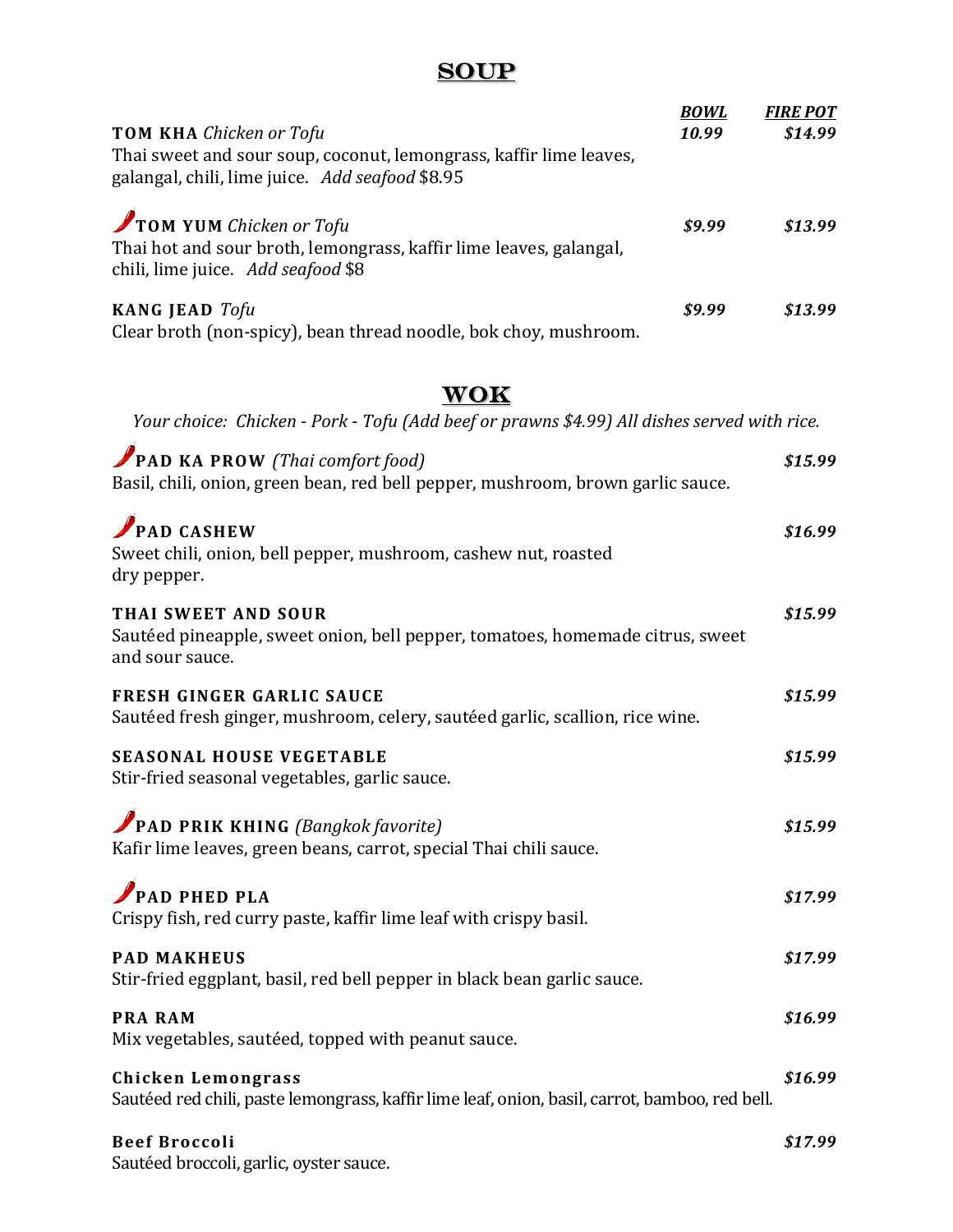# SOUP

| | BOWL | FIRE POT |
|---|---|---|
| **TOM KHA** *Chicken or Tofu*<br>Thai sweet and sour soup, coconut, lemongrass, kaffir lime leaves, galangal, chili, lime juice. *Add seafood* $8.95 | *10.99* | *$14.99* |
| 🌶**TOM YUM** *Chicken or Tofu*<br>Thai hot and sour broth, lemongrass, kaffir lime leaves, galangal, chili, lime juice. *Add seafood* $8 | *$9.99* | *$13.99* |
| **KANG JEAD** *Tofu*<br>Clear broth (non-spicy), bean thread noodle, bok choy, mushroom. | *$9.99* | *$13.99* |

# WOK

*Your choice: Chicken - Pork - Tofu (Add beef or prawns $4.99) All dishes served with rice.*

🌶**PAD KA PROW** *(Thai comfort food)* — ***$15.99***
Basil, chili, onion, green bean, red bell pepper, mushroom, brown garlic sauce.

🌶**PAD CASHEW** — ***$16.99***
Sweet chili, onion, bell pepper, mushroom, cashew nut, roasted dry pepper.

**THAI SWEET AND SOUR** — ***$15.99***
Sautéed pineapple, sweet onion, bell pepper, tomatoes, homemade citrus, sweet and sour sauce.

**FRESH GINGER GARLIC SAUCE** — ***$15.99***
Sautéed fresh ginger, mushroom, celery, sautéed garlic, scallion, rice wine.

**SEASONAL HOUSE VEGETABLE** — ***$15.99***
Stir-fried seasonal vegetables, garlic sauce.

🌶**PAD PRIK KHING** *(Bangkok favorite)* — ***$15.99***
Kafir lime leaves, green beans, carrot, special Thai chili sauce.

🌶**PAD PHED PLA** — ***$17.99***
Crispy fish, red curry paste, kaffir lime leaf with crispy basil.

**PAD MAKHEUS** — ***$17.99***
Stir-fried eggplant, basil, red bell pepper in black bean garlic sauce.

**PRA RAM** — ***$16.99***
Mix vegetables, sautéed, topped with peanut sauce.

**Chicken Lemongrass** — ***$16.99***
Sautéed red chili, paste lemongrass, kaffir lime leaf, onion, basil, carrot, bamboo, red bell.

**Beef Broccoli** — ***$17.99***
Sautéed broccoli, garlic, oyster sauce.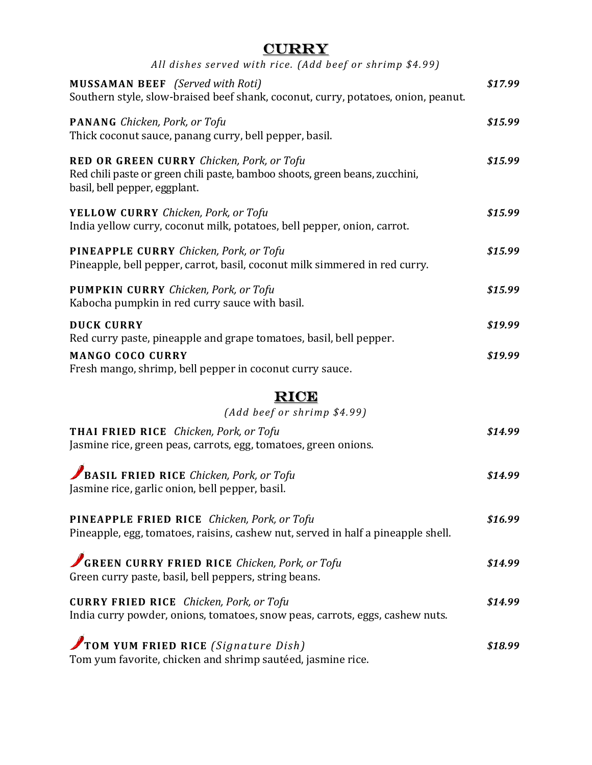## CURRY

*All dishes served with rice. (Add beef or shrimp $4.99)*

**MUSSAMAN BEEF** *(Served with Roti)* — ***$17.99***
Southern style, slow-braised beef shank, coconut, curry, potatoes, onion, peanut.

**PANANG** *Chicken, Pork, or Tofu* — ***$15.99***
Thick coconut sauce, panang curry, bell pepper, basil.

**RED OR GREEN CURRY** *Chicken, Pork, or Tofu* — ***$15.99***
Red chili paste or green chili paste, bamboo shoots, green beans, zucchini, basil, bell pepper, eggplant.

**YELLOW CURRY** *Chicken, Pork, or Tofu* — ***$15.99***
India yellow curry, coconut milk, potatoes, bell pepper, onion, carrot.

**PINEAPPLE CURRY** *Chicken, Pork, or Tofu* — ***$15.99***
Pineapple, bell pepper, carrot, basil, coconut milk simmered in red curry.

**PUMPKIN CURRY** *Chicken, Pork, or Tofu* — ***$15.99***
Kabocha pumpkin in red curry sauce with basil.

**DUCK CURRY** — ***$19.99***
Red curry paste, pineapple and grape tomatoes, basil, bell pepper.

**MANGO COCO CURRY** — ***$19.99***
Fresh mango, shrimp, bell pepper in coconut curry sauce.

## RICE

*(Add beef or shrimp $4.99)*

**THAI FRIED RICE** *Chicken, Pork, or Tofu* — ***$14.99***
Jasmine rice, green peas, carrots, egg, tomatoes, green onions.

🌶️ **BASIL FRIED RICE** *Chicken, Pork, or Tofu* — ***$14.99***
Jasmine rice, garlic onion, bell pepper, basil.

**PINEAPPLE FRIED RICE** *Chicken, Pork, or Tofu* — ***$16.99***
Pineapple, egg, tomatoes, raisins, cashew nut, served in half a pineapple shell.

🌶️ **GREEN CURRY FRIED RICE** *Chicken, Pork, or Tofu* — ***$14.99***
Green curry paste, basil, bell peppers, string beans.

**CURRY FRIED RICE** *Chicken, Pork, or Tofu* — ***$14.99***
India curry powder, onions, tomatoes, snow peas, carrots, eggs, cashew nuts.

🌶️ **TOM YUM FRIED RICE** *(Signature Dish)* — ***$18.99***
Tom yum favorite, chicken and shrimp sautéed, jasmine rice.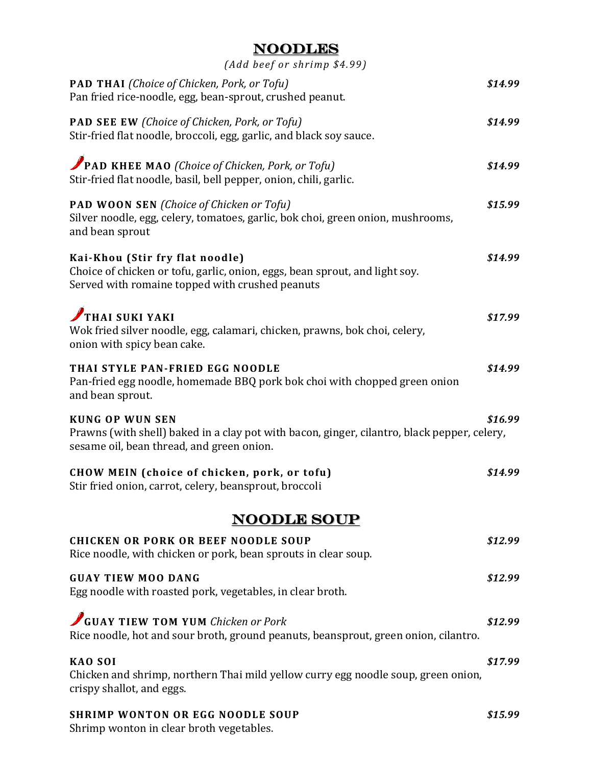# NOODLES

*(Add beef or shrimp $4.99)*

**PAD THAI** *(Choice of Chicken, Pork, or Tofu)* — ***$14.99***
Pan fried rice-noodle, egg, bean-sprout, crushed peanut.

**PAD SEE EW** *(Choice of Chicken, Pork, or Tofu)* — ***$14.99***
Stir-fried flat noodle, broccoli, egg, garlic, and black soy sauce.

**PAD KHEE MAO** *(Choice of Chicken, Pork, or Tofu)* — ***$14.99***
Stir-fried flat noodle, basil, bell pepper, onion, chili, garlic.

**PAD WOON SEN** *(Choice of Chicken or Tofu)* — ***$15.99***
Silver noodle, egg, celery, tomatoes, garlic, bok choi, green onion, mushrooms, and bean sprout

**Kai-Khou (Stir fry flat noodle)** — ***$14.99***
Choice of chicken or tofu, garlic, onion, eggs, bean sprout, and light soy. Served with romaine topped with crushed peanuts

**THAI SUKI YAKI** — ***$17.99***
Wok fried silver noodle, egg, calamari, chicken, prawns, bok choi, celery, onion with spicy bean cake.

**THAI STYLE PAN-FRIED EGG NOODLE** — ***$14.99***
Pan-fried egg noodle, homemade BBQ pork bok choi with chopped green onion and bean sprout.

**KUNG OP WUN SEN** — ***$16.99***
Prawns (with shell) baked in a clay pot with bacon, ginger, cilantro, black pepper, celery, sesame oil, bean thread, and green onion.

**CHOW MEIN (choice of chicken, pork, or tofu)** — ***$14.99***
Stir fried onion, carrot, celery, beansprout, broccoli

# NOODLE SOUP

**CHICKEN OR PORK OR BEEF NOODLE SOUP** — ***$12.99***
Rice noodle, with chicken or pork, bean sprouts in clear soup.

**GUAY TIEW MOO DANG** — ***$12.99***
Egg noodle with roasted pork, vegetables, in clear broth.

**GUAY TIEW TOM YUM** *Chicken or Pork* — ***$12.99***
Rice noodle, hot and sour broth, ground peanuts, beansprout, green onion, cilantro.

**KAO SOI** — ***$17.99***
Chicken and shrimp, northern Thai mild yellow curry egg noodle soup, green onion, crispy shallot, and eggs.

**SHRIMP WONTON OR EGG NOODLE SOUP** — ***$15.99***
Shrimp wonton in clear broth vegetables.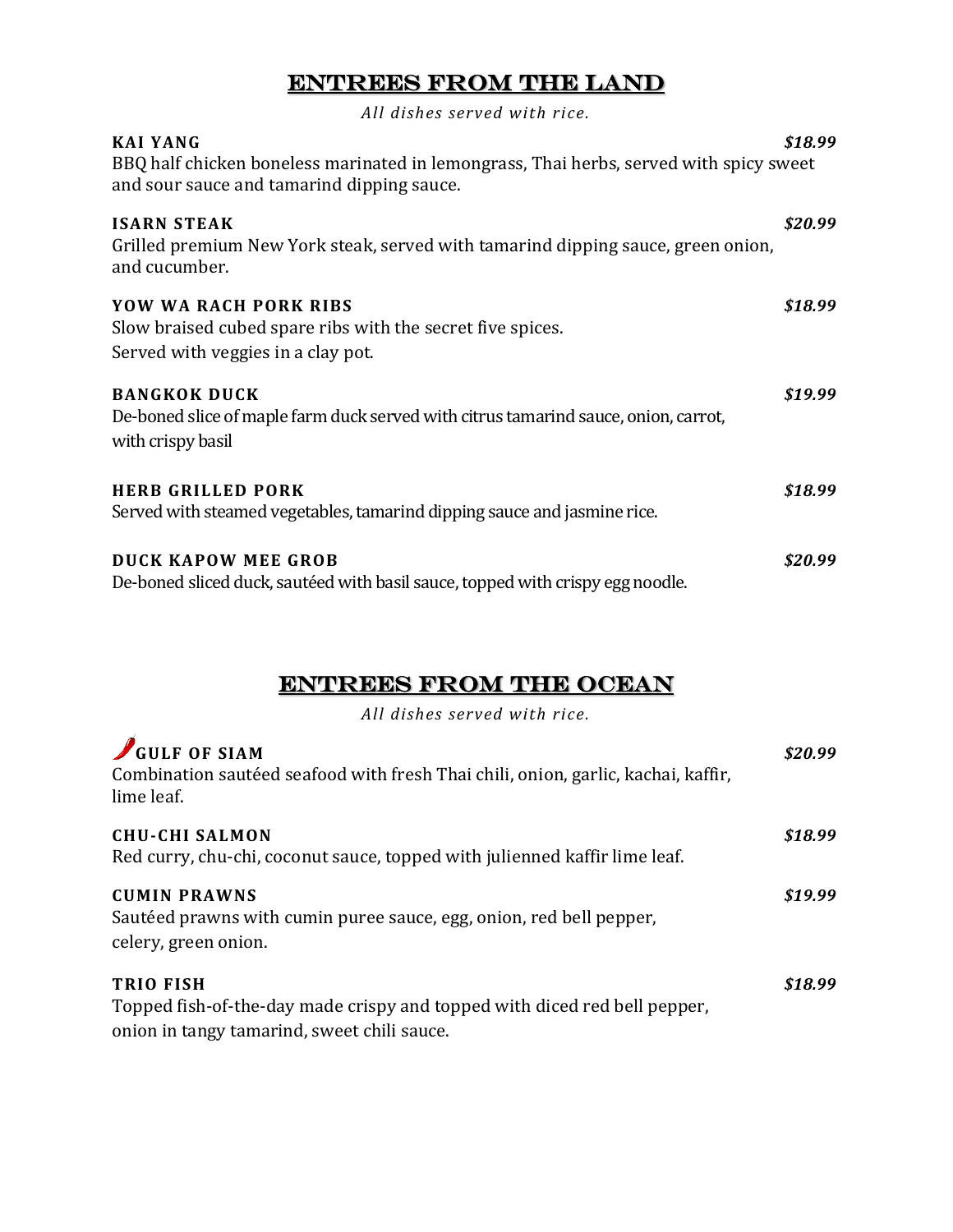## ENTREES FROM THE LAND

*All dishes served with rice.*

**KAI YANG** *$18.99*
BBQ half chicken boneless marinated in lemongrass, Thai herbs, served with spicy sweet and sour sauce and tamarind dipping sauce.

**ISARN STEAK** *$20.99*
Grilled premium New York steak, served with tamarind dipping sauce, green onion, and cucumber.

**YOW WA RACH PORK RIBS** *$18.99*
Slow braised cubed spare ribs with the secret five spices.
Served with veggies in a clay pot.

**BANGKOK DUCK** *$19.99*
De-boned slice of maple farm duck served with citrus tamarind sauce, onion, carrot, with crispy basil

**HERB GRILLED PORK** *$18.99*
Served with steamed vegetables, tamarind dipping sauce and jasmine rice.

**DUCK KAPOW MEE GROB** *$20.99*
De-boned sliced duck, sautéed with basil sauce, topped with crispy egg noodle.

## ENTREES FROM THE OCEAN

*All dishes served with rice.*

**GULF OF SIAM** *$20.99*
Combination sautéed seafood with fresh Thai chili, onion, garlic, kachai, kaffir, lime leaf.

**CHU-CHI SALMON** *$18.99*
Red curry, chu-chi, coconut sauce, topped with julienned kaffir lime leaf.

**CUMIN PRAWNS** *$19.99*
Sautéed prawns with cumin puree sauce, egg, onion, red bell pepper, celery, green onion.

**TRIO FISH** *$18.99*
Topped fish-of-the-day made crispy and topped with diced red bell pepper, onion in tangy tamarind, sweet chili sauce.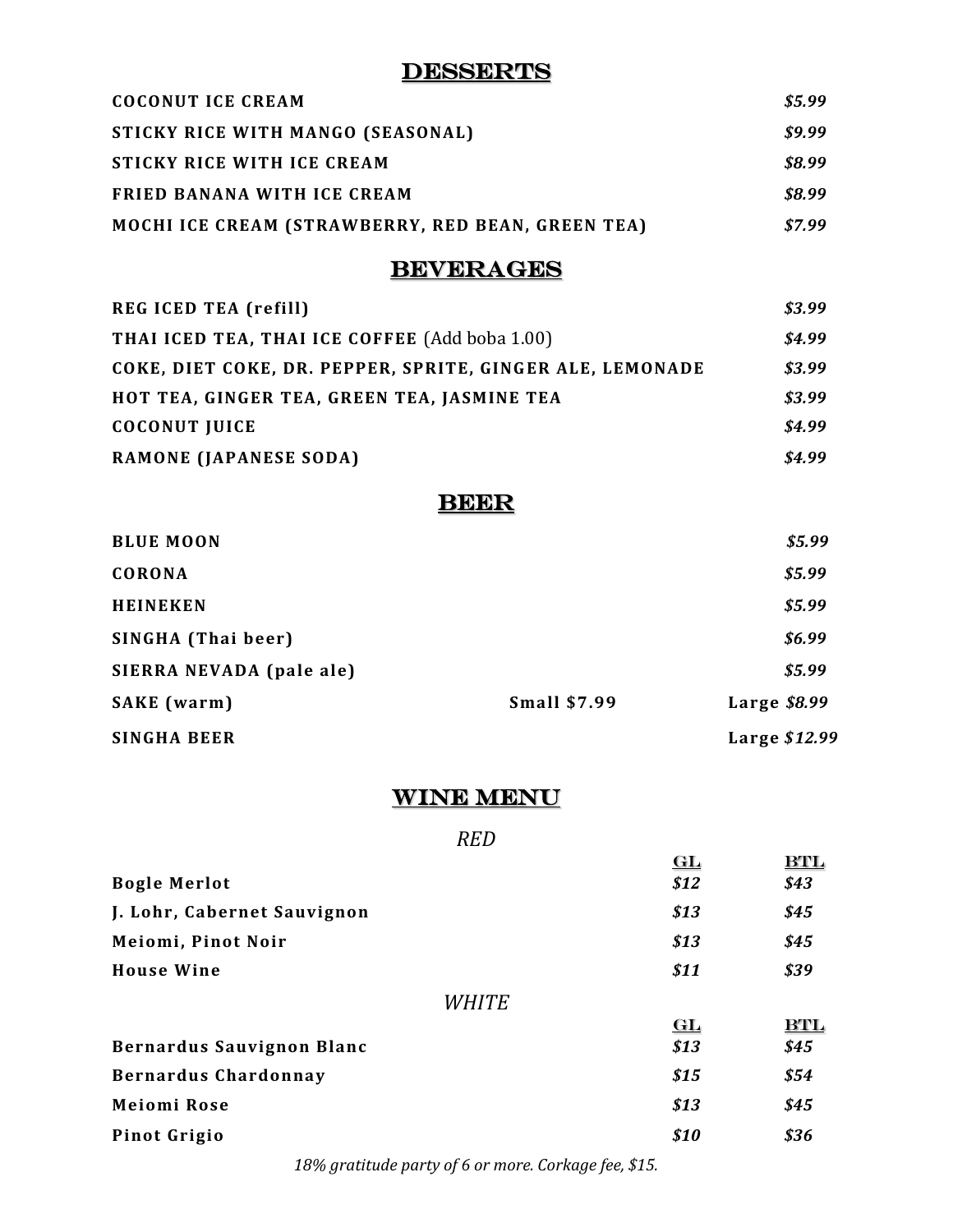## DESSERTS

| | |
|---|---|
| **COCONUT ICE CREAM** | *$5.99* |
| **STICKY RICE WITH MANGO (SEASONAL)** | *$9.99* |
| **STICKY RICE WITH ICE CREAM** | *$8.99* |
| **FRIED BANANA WITH ICE CREAM** | *$8.99* |
| **MOCHI ICE CREAM (STRAWBERRY, RED BEAN, GREEN TEA)** | *$7.99* |

## BEVERAGES

| | |
|---|---|
| **REG ICED TEA (refill)** | *$3.99* |
| **THAI ICED TEA, THAI ICE COFFEE** (Add boba 1.00) | *$4.99* |
| **COKE, DIET COKE, DR. PEPPER, SPRITE, GINGER ALE, LEMONADE** | *$3.99* |
| **HOT TEA, GINGER TEA, GREEN TEA, JASMINE TEA** | *$3.99* |
| **COCONUT JUICE** | *$4.99* |
| **RAMONE (JAPANESE SODA)** | *$4.99* |

## BEER

| | | |
|---|---|---|
| **BLUE MOON** | | *$5.99* |
| **CORONA** | | *$5.99* |
| **HEINEKEN** | | *$5.99* |
| **SINGHA (Thai beer)** | | *$6.99* |
| **SIERRA NEVADA (pale ale)** | | *$5.99* |
| **SAKE (warm)** | **Small $7.99** | **Large** *$8.99* |
| **SINGHA BEER** | | **Large** *$12.99* |

## WINE MENU

*RED*

| | GL | BTL |
|---|---|---|
| **Bogle Merlot** | *$12* | *$43* |
| **J. Lohr, Cabernet Sauvignon** | *$13* | *$45* |
| **Meiomi, Pinot Noir** | *$13* | *$45* |
| **House Wine** | *$11* | *$39* |

*WHITE*

| | GL | BTL |
|---|---|---|
| **Bernardus Sauvignon Blanc** | *$13* | *$45* |
| **Bernardus Chardonnay** | *$15* | *$54* |
| **Meiomi Rose** | *$13* | *$45* |
| **Pinot Grigio** | *$10* | *$36* |

*18% gratitude party of 6 or more. Corkage fee, $15.*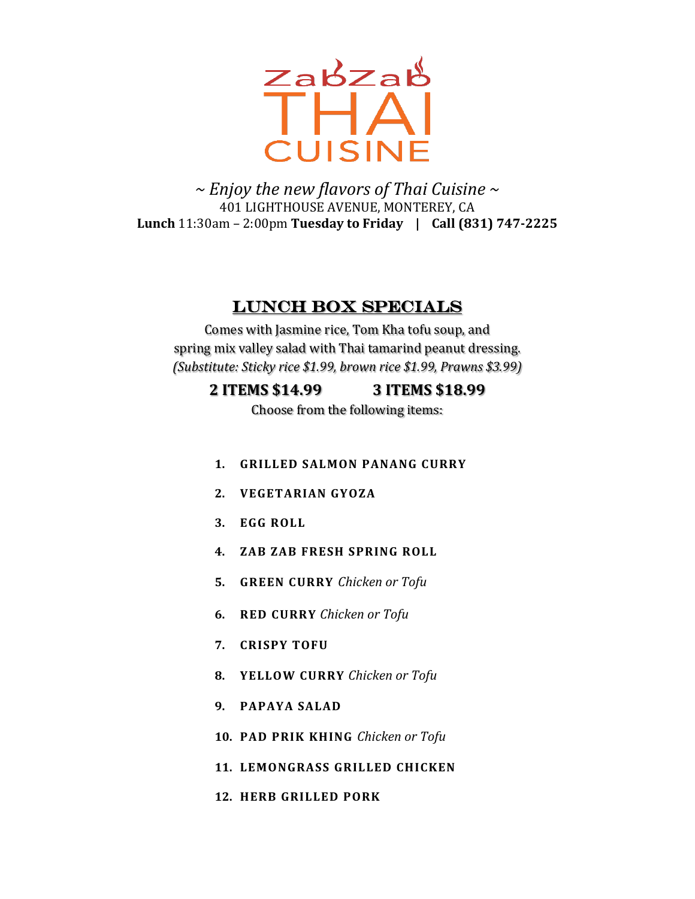# ZabZab THAI CUISINE

*~ Enjoy the new flavors of Thai Cuisine ~*

401 LIGHTHOUSE AVENUE, MONTEREY, CA

**Lunch** 11:30am – 2:00pm **Tuesday to Friday** | **Call (831) 747-2225**

## LUNCH BOX SPECIALS

Comes with Jasmine rice, Tom Kha tofu soup, and spring mix valley salad with Thai tamarind peanut dressing.

*(Substitute: Sticky rice $1.99, brown rice $1.99, Prawns $3.99)*

**2 ITEMS $14.99** **3 ITEMS $18.99**

Choose from the following items:

1. **GRILLED SALMON PANANG CURRY**
2. **VEGETARIAN GYOZA**
3. **EGG ROLL**
4. **ZAB ZAB FRESH SPRING ROLL**
5. **GREEN CURRY** *Chicken or Tofu*
6. **RED CURRY** *Chicken or Tofu*
7. **CRISPY TOFU**
8. **YELLOW CURRY** *Chicken or Tofu*
9. **PAPAYA SALAD**
10. **PAD PRIK KHING** *Chicken or Tofu*
11. **LEMONGRASS GRILLED CHICKEN**
12. **HERB GRILLED PORK**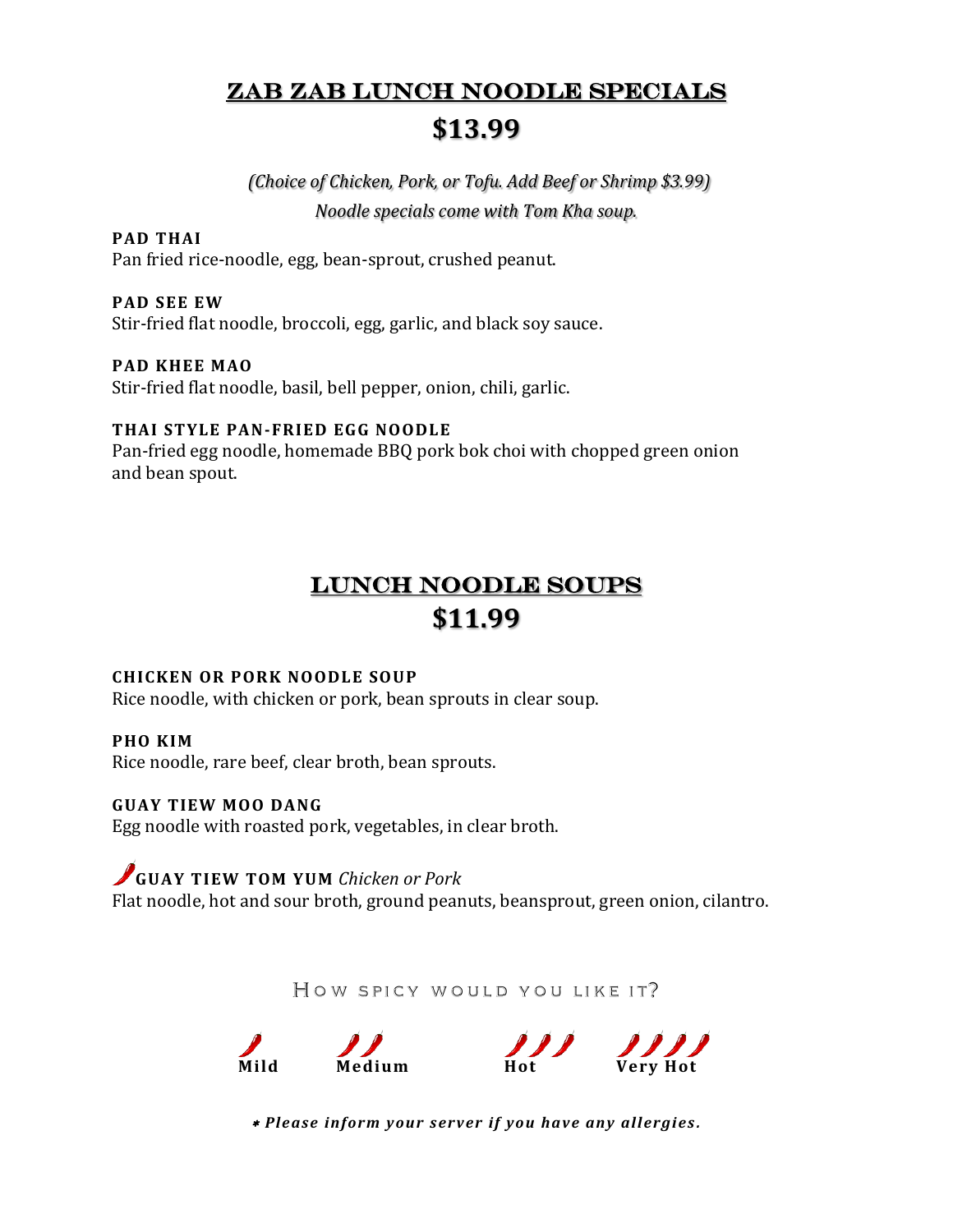# ZAB ZAB LUNCH NOODLE SPECIALS

## $13.99

*(Choice of Chicken, Pork, or Tofu. Add Beef or Shrimp $3.99)*
*Noodle specials come with Tom Kha soup.*

**PAD THAI**
Pan fried rice-noodle, egg, bean-sprout, crushed peanut.

**PAD SEE EW**
Stir-fried flat noodle, broccoli, egg, garlic, and black soy sauce.

**PAD KHEE MAO**
Stir-fried flat noodle, basil, bell pepper, onion, chili, garlic.

**THAI STYLE PAN-FRIED EGG NOODLE**
Pan-fried egg noodle, homemade BBQ pork bok choi with chopped green onion and bean spout.

# LUNCH NOODLE SOUPS

## $11.99

**CHICKEN OR PORK NOODLE SOUP**
Rice noodle, with chicken or pork, bean sprouts in clear soup.

**PHO KIM**
Rice noodle, rare beef, clear broth, bean sprouts.

**GUAY TIEW MOO DANG**
Egg noodle with roasted pork, vegetables, in clear broth.

**GUAY TIEW TOM YUM** *Chicken or Pork*
Flat noodle, hot and sour broth, ground peanuts, beansprout, green onion, cilantro.

HOW SPICY WOULD YOU LIKE IT?

**Mild** **Medium** **Hot** **Very Hot**

*\* Please inform your server if you have any allergies.*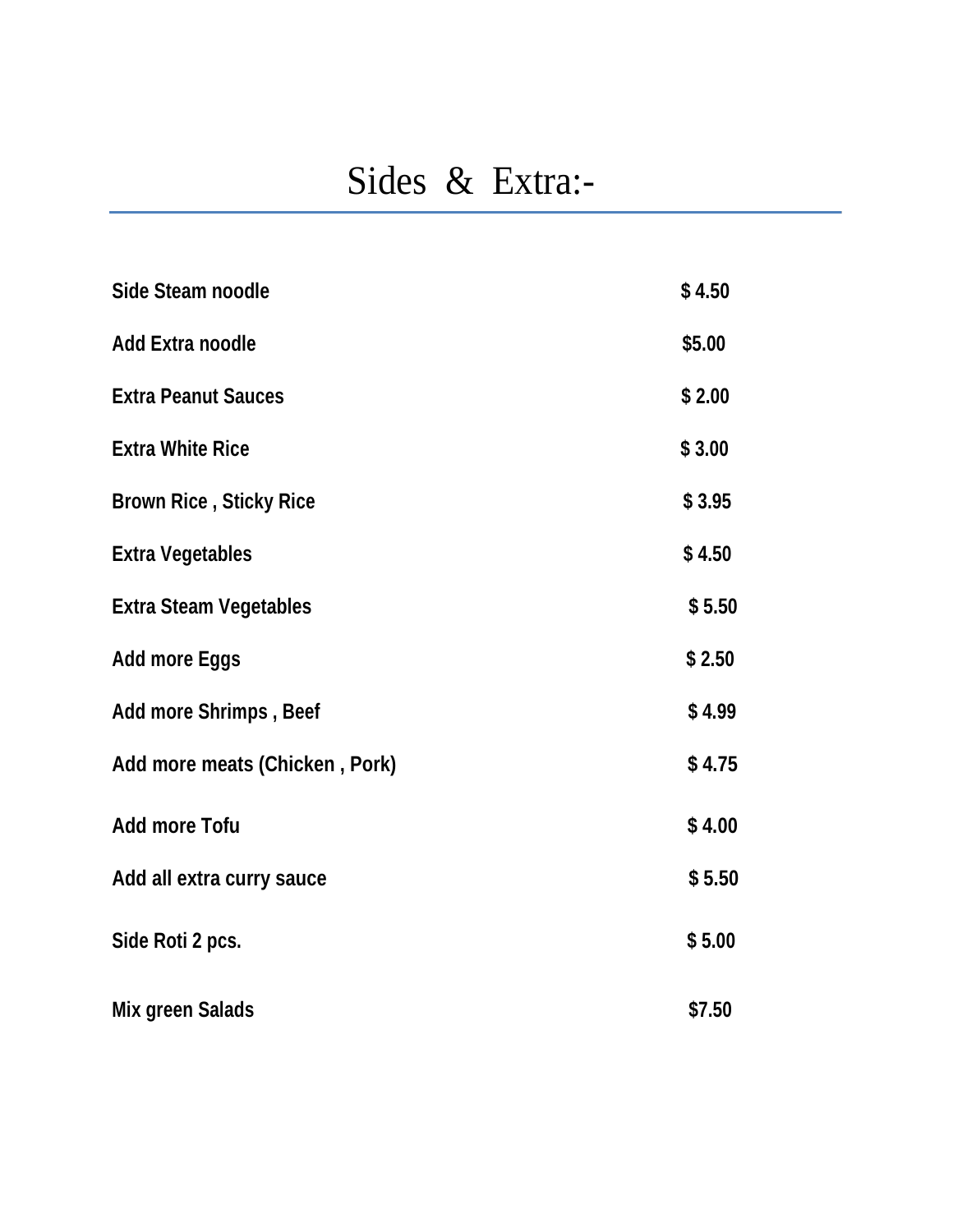# Sides & Extra:-

| | |
|---|---|
| **Side Steam noodle** | **$ 4.50** |
| **Add Extra noodle** | **$5.00** |
| **Extra Peanut Sauces** | **$ 2.00** |
| **Extra White Rice** | **$ 3.00** |
| **Brown Rice , Sticky Rice** | **$ 3.95** |
| **Extra Vegetables** | **$ 4.50** |
| **Extra Steam Vegetables** | **$ 5.50** |
| **Add more Eggs** | **$ 2.50** |
| **Add more Shrimps , Beef** | **$ 4.99** |
| **Add more meats (Chicken , Pork)** | **$ 4.75** |
| **Add more Tofu** | **$ 4.00** |
| **Add all extra curry sauce** | **$ 5.50** |
| **Side Roti 2 pcs.** | **$ 5.00** |
| **Mix green Salads** | **$7.50** |